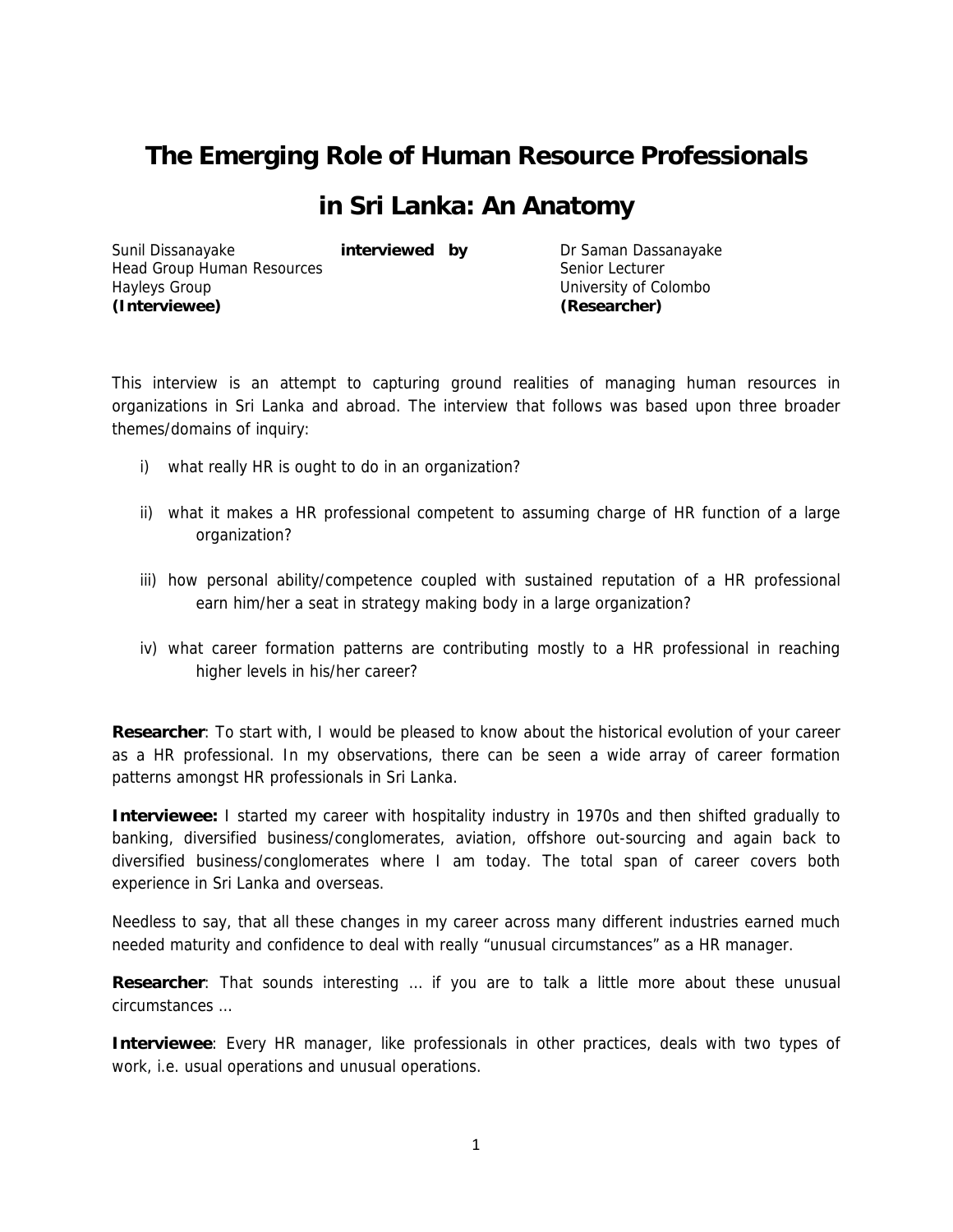# The Emerging Role of Human Resource Professionals in Sri Lanka: An Anatomy

| | | |
|---|---|---|
| Sunil Dissanayake<br>Head Group Human Resources<br>Hayleys Group<br>**(Interviewee)** | **interviewed by** | Dr Saman Dassanayake<br>Senior Lecturer<br>University of Colombo<br>**(Researcher)** |

This interview is an attempt to capturing ground realities of managing human resources in organizations in Sri Lanka and abroad. The interview that follows was based upon three broader themes/domains of inquiry:

i) what really HR is ought to do in an organization?

ii) what it makes a HR professional competent to assuming charge of HR function of a large organization?

iii) how personal ability/competence coupled with sustained reputation of a HR professional earn him/her a seat in strategy making body in a large organization?

iv) what career formation patterns are contributing mostly to a HR professional in reaching higher levels in his/her career?

**Researcher**: To start with, I would be pleased to know about the historical evolution of your career as a HR professional. In my observations, there can be seen a wide array of career formation patterns amongst HR professionals in Sri Lanka.

**Interviewee:** I started my career with hospitality industry in 1970s and then shifted gradually to banking, diversified business/conglomerates, aviation, offshore out-sourcing and again back to diversified business/conglomerates where I am today. The total span of career covers both experience in Sri Lanka and overseas.

Needless to say, that all these changes in my career across many different industries earned much needed maturity and confidence to deal with really "unusual circumstances" as a HR manager.

**Researcher**: That sounds interesting … if you are to talk a little more about these unusual circumstances …

**Interviewee**: Every HR manager, like professionals in other practices, deals with two types of work, i.e. usual operations and unusual operations.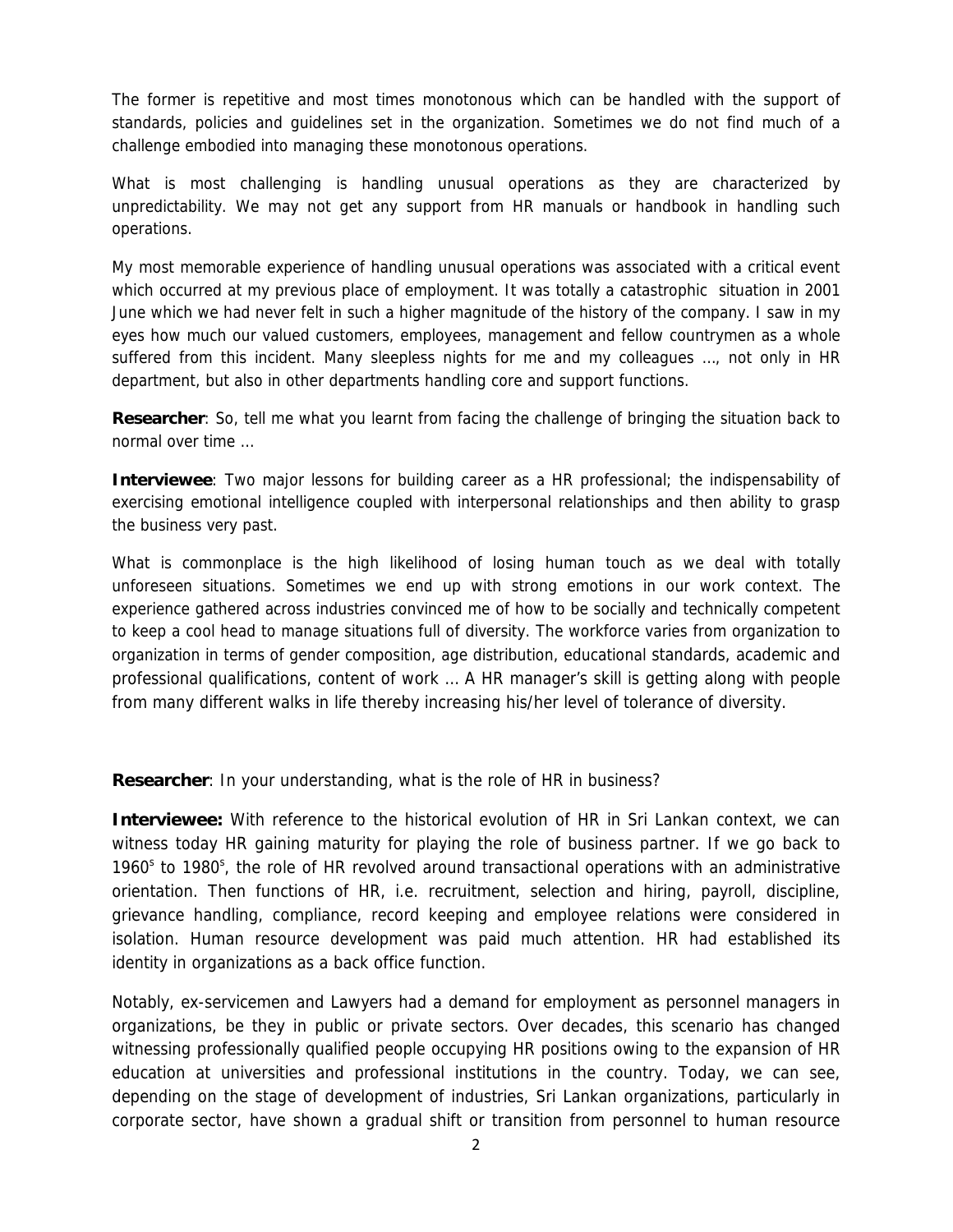The former is repetitive and most times monotonous which can be handled with the support of standards, policies and guidelines set in the organization. Sometimes we do not find much of a challenge embodied into managing these monotonous operations.

What is most challenging is handling unusual operations as they are characterized by unpredictability. We may not get any support from HR manuals or handbook in handling such operations.

My most memorable experience of handling unusual operations was associated with a critical event which occurred at my previous place of employment. It was totally a catastrophic situation in 2001 June which we had never felt in such a higher magnitude of the history of the company. I saw in my eyes how much our valued customers, employees, management and fellow countrymen as a whole suffered from this incident. Many sleepless nights for me and my colleagues …, not only in HR department, but also in other departments handling core and support functions.

**Researcher**: So, tell me what you learnt from facing the challenge of bringing the situation back to normal over time …

**Interviewee**: Two major lessons for building career as a HR professional; the indispensability of exercising emotional intelligence coupled with interpersonal relationships and then ability to grasp the business very past.

What is commonplace is the high likelihood of losing human touch as we deal with totally unforeseen situations. Sometimes we end up with strong emotions in our work context. The experience gathered across industries convinced me of how to be socially and technically competent to keep a cool head to manage situations full of diversity. The workforce varies from organization to organization in terms of gender composition, age distribution, educational standards, academic and professional qualifications, content of work … A HR manager's skill is getting along with people from many different walks in life thereby increasing his/her level of tolerance of diversity.

**Researcher**: In your understanding, what is the role of HR in business?

**Interviewee:** With reference to the historical evolution of HR in Sri Lankan context, we can witness today HR gaining maturity for playing the role of business partner. If we go back to 1960s to 1980s, the role of HR revolved around transactional operations with an administrative orientation. Then functions of HR, i.e. recruitment, selection and hiring, payroll, discipline, grievance handling, compliance, record keeping and employee relations were considered in isolation. Human resource development was paid much attention. HR had established its identity in organizations as a back office function.

Notably, ex-servicemen and Lawyers had a demand for employment as personnel managers in organizations, be they in public or private sectors. Over decades, this scenario has changed witnessing professionally qualified people occupying HR positions owing to the expansion of HR education at universities and professional institutions in the country. Today, we can see, depending on the stage of development of industries, Sri Lankan organizations, particularly in corporate sector, have shown a gradual shift or transition from personnel to human resource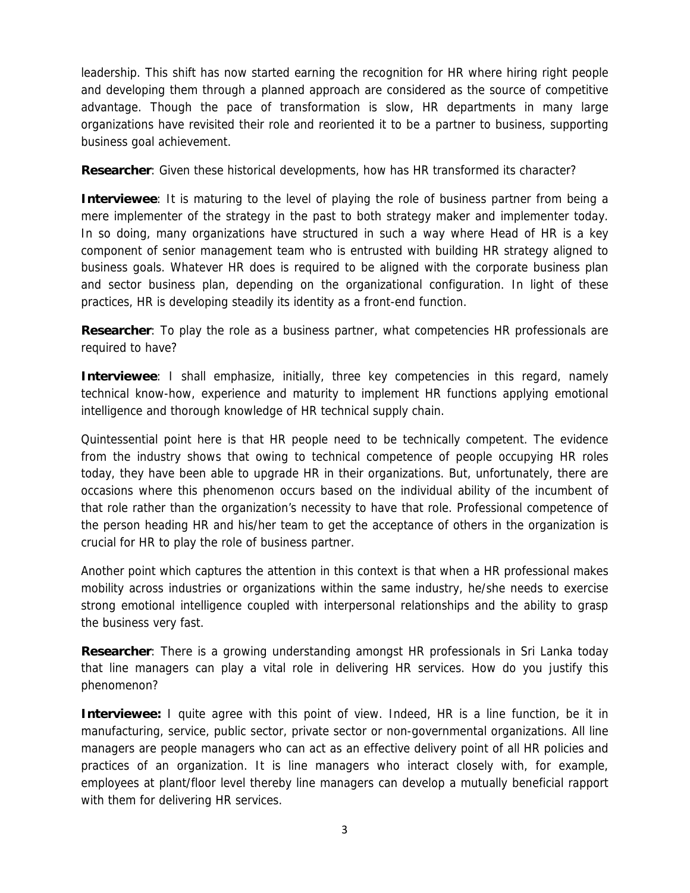leadership. This shift has now started earning the recognition for HR where hiring right people and developing them through a planned approach are considered as the source of competitive advantage. Though the pace of transformation is slow, HR departments in many large organizations have revisited their role and reoriented it to be a partner to business, supporting business goal achievement.

**Researcher**: Given these historical developments, how has HR transformed its character?

**Interviewee**: It is maturing to the level of playing the role of business partner from being a mere implementer of the strategy in the past to both strategy maker and implementer today. In so doing, many organizations have structured in such a way where Head of HR is a key component of senior management team who is entrusted with building HR strategy aligned to business goals. Whatever HR does is required to be aligned with the corporate business plan and sector business plan, depending on the organizational configuration. In light of these practices, HR is developing steadily its identity as a front-end function.

**Researcher**: To play the role as a business partner, what competencies HR professionals are required to have?

**Interviewee**: I shall emphasize, initially, three key competencies in this regard, namely technical know-how, experience and maturity to implement HR functions applying emotional intelligence and thorough knowledge of HR technical supply chain.

Quintessential point here is that HR people need to be technically competent. The evidence from the industry shows that owing to technical competence of people occupying HR roles today, they have been able to upgrade HR in their organizations. But, unfortunately, there are occasions where this phenomenon occurs based on the individual ability of the incumbent of that role rather than the organization's necessity to have that role. Professional competence of the person heading HR and his/her team to get the acceptance of others in the organization is crucial for HR to play the role of business partner.

Another point which captures the attention in this context is that when a HR professional makes mobility across industries or organizations within the same industry, he/she needs to exercise strong emotional intelligence coupled with interpersonal relationships and the ability to grasp the business very fast.

**Researcher**: There is a growing understanding amongst HR professionals in Sri Lanka today that line managers can play a vital role in delivering HR services. How do you justify this phenomenon?

**Interviewee:** I quite agree with this point of view. Indeed, HR is a line function, be it in manufacturing, service, public sector, private sector or non-governmental organizations. All line managers are people managers who can act as an effective delivery point of all HR policies and practices of an organization. It is line managers who interact closely with, for example, employees at plant/floor level thereby line managers can develop a mutually beneficial rapport with them for delivering HR services.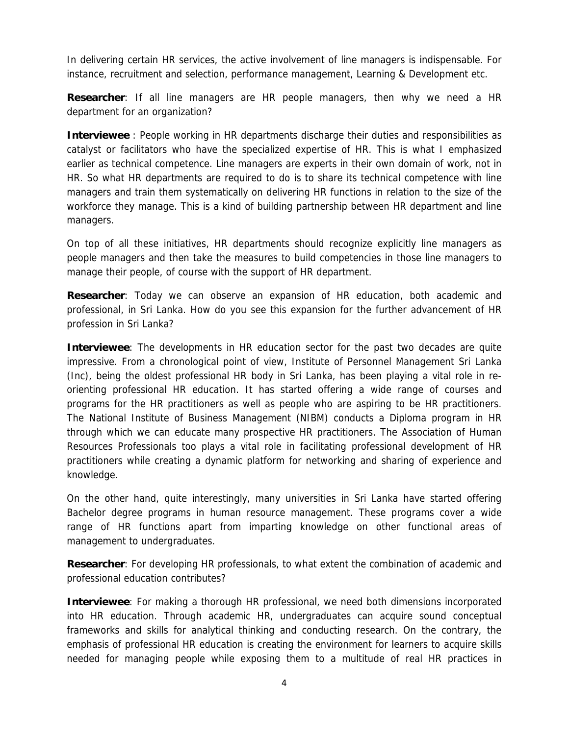In delivering certain HR services, the active involvement of line managers is indispensable. For instance, recruitment and selection, performance management, Learning & Development etc.

**Researcher**: If all line managers are HR people managers, then why we need a HR department for an organization?

**Interviewee** : People working in HR departments discharge their duties and responsibilities as catalyst or facilitators who have the specialized expertise of HR. This is what I emphasized earlier as technical competence. Line managers are experts in their own domain of work, not in HR. So what HR departments are required to do is to share its technical competence with line managers and train them systematically on delivering HR functions in relation to the size of the workforce they manage. This is a kind of building partnership between HR department and line managers.

On top of all these initiatives, HR departments should recognize explicitly line managers as people managers and then take the measures to build competencies in those line managers to manage their people, of course with the support of HR department.

**Researcher**: Today we can observe an expansion of HR education, both academic and professional, in Sri Lanka. How do you see this expansion for the further advancement of HR profession in Sri Lanka?

**Interviewee**: The developments in HR education sector for the past two decades are quite impressive. From a chronological point of view, Institute of Personnel Management Sri Lanka (Inc), being the oldest professional HR body in Sri Lanka, has been playing a vital role in re-orienting professional HR education. It has started offering a wide range of courses and programs for the HR practitioners as well as people who are aspiring to be HR practitioners. The National Institute of Business Management (NIBM) conducts a Diploma program in HR through which we can educate many prospective HR practitioners. The Association of Human Resources Professionals too plays a vital role in facilitating professional development of HR practitioners while creating a dynamic platform for networking and sharing of experience and knowledge.

On the other hand, quite interestingly, many universities in Sri Lanka have started offering Bachelor degree programs in human resource management. These programs cover a wide range of HR functions apart from imparting knowledge on other functional areas of management to undergraduates.

**Researcher**: For developing HR professionals, to what extent the combination of academic and professional education contributes?

**Interviewee**: For making a thorough HR professional, we need both dimensions incorporated into HR education. Through academic HR, undergraduates can acquire sound conceptual frameworks and skills for analytical thinking and conducting research. On the contrary, the emphasis of professional HR education is creating the environment for learners to acquire skills needed for managing people while exposing them to a multitude of real HR practices in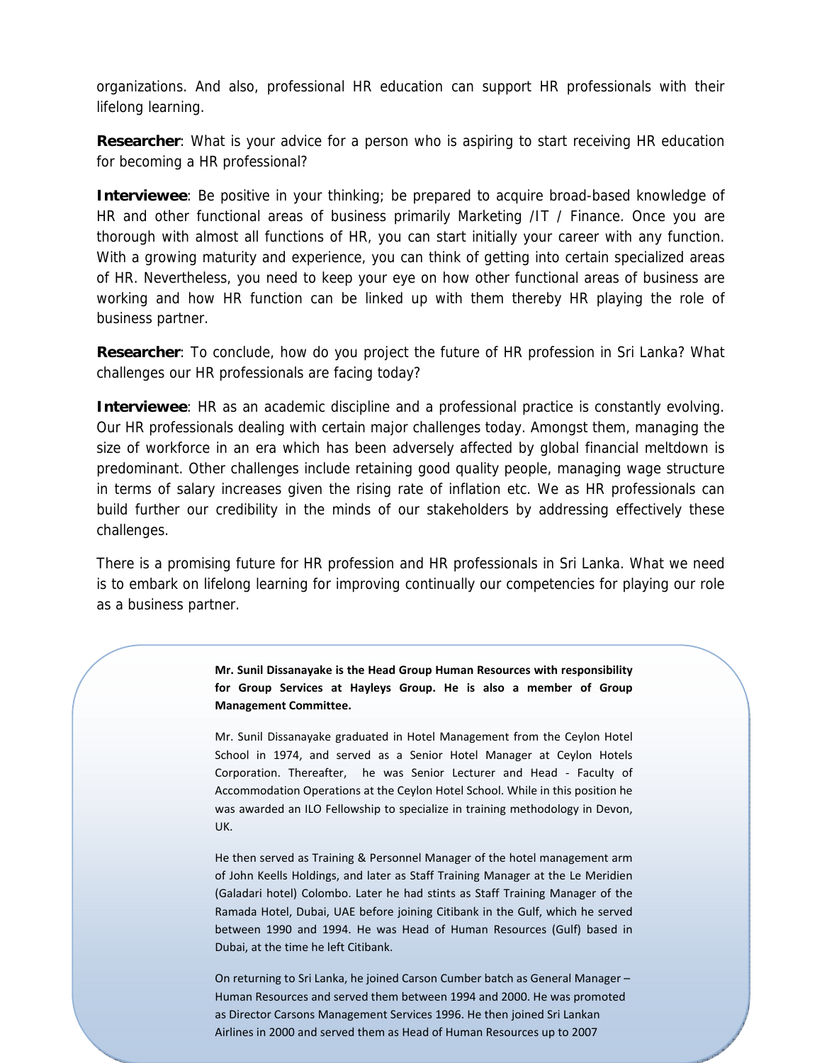organizations. And also, professional HR education can support HR professionals with their lifelong learning.

**Researcher**: What is your advice for a person who is aspiring to start receiving HR education for becoming a HR professional?

**Interviewee**: Be positive in your thinking; be prepared to acquire broad-based knowledge of HR and other functional areas of business primarily Marketing /IT / Finance. Once you are thorough with almost all functions of HR, you can start initially your career with any function. With a growing maturity and experience, you can think of getting into certain specialized areas of HR. Nevertheless, you need to keep your eye on how other functional areas of business are working and how HR function can be linked up with them thereby HR playing the role of business partner.

**Researcher**: To conclude, how do you project the future of HR profession in Sri Lanka? What challenges our HR professionals are facing today?

**Interviewee**: HR as an academic discipline and a professional practice is constantly evolving. Our HR professionals dealing with certain major challenges today. Amongst them, managing the size of workforce in an era which has been adversely affected by global financial meltdown is predominant. Other challenges include retaining good quality people, managing wage structure in terms of salary increases given the rising rate of inflation etc. We as HR professionals can build further our credibility in the minds of our stakeholders by addressing effectively these challenges.

There is a promising future for HR profession and HR professionals in Sri Lanka. What we need is to embark on lifelong learning for improving continually our competencies for playing our role as a business partner.

**Mr. Sunil Dissanayake is the Head Group Human Resources with responsibility for Group Services at Hayleys Group. He is also a member of Group Management Committee.**

Mr. Sunil Dissanayake graduated in Hotel Management from the Ceylon Hotel School in 1974, and served as a Senior Hotel Manager at Ceylon Hotels Corporation. Thereafter, he was Senior Lecturer and Head - Faculty of Accommodation Operations at the Ceylon Hotel School. While in this position he was awarded an ILO Fellowship to specialize in training methodology in Devon, UK.

He then served as Training & Personnel Manager of the hotel management arm of John Keells Holdings, and later as Staff Training Manager at the Le Meridien (Galadari hotel) Colombo. Later he had stints as Staff Training Manager of the Ramada Hotel, Dubai, UAE before joining Citibank in the Gulf, which he served between 1990 and 1994. He was Head of Human Resources (Gulf) based in Dubai, at the time he left Citibank.

On returning to Sri Lanka, he joined Carson Cumber batch as General Manager – Human Resources and served them between 1994 and 2000. He was promoted as Director Carsons Management Services 1996. He then joined Sri Lankan Airlines in 2000 and served them as Head of Human Resources up to 2007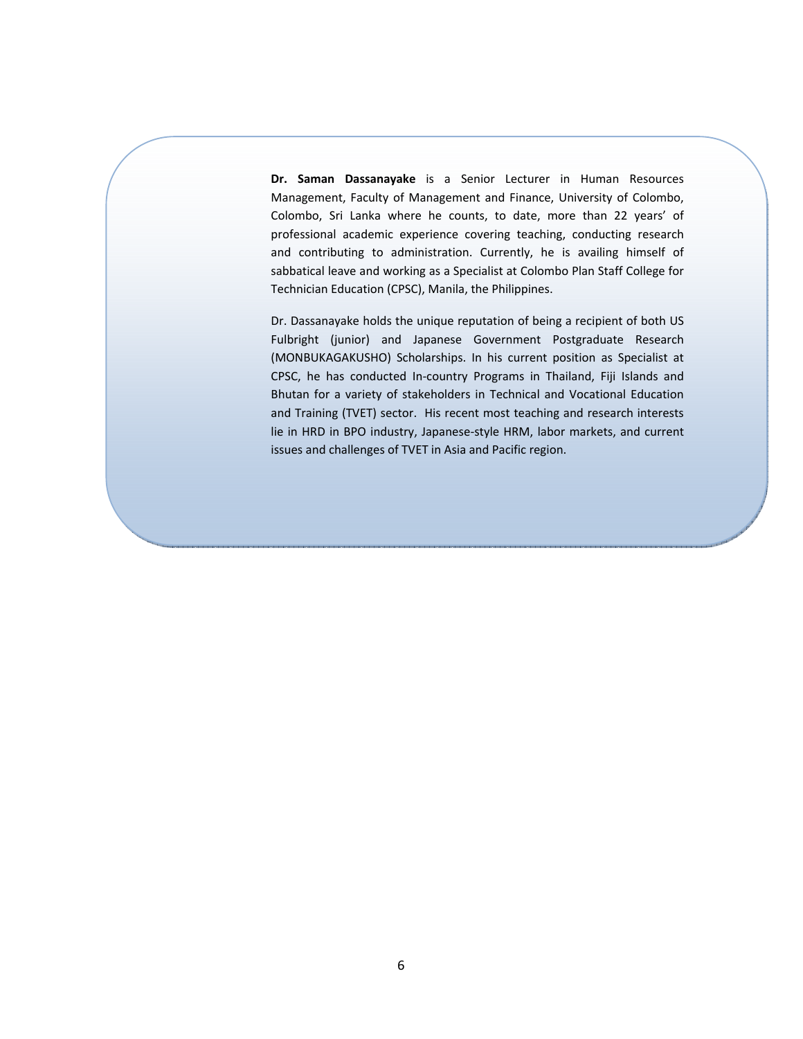**Dr. Saman Dassanayake** is a Senior Lecturer in Human Resources Management, Faculty of Management and Finance, University of Colombo, Colombo, Sri Lanka where he counts, to date, more than 22 years' of professional academic experience covering teaching, conducting research and contributing to administration. Currently, he is availing himself of sabbatical leave and working as a Specialist at Colombo Plan Staff College for Technician Education (CPSC), Manila, the Philippines.

Dr. Dassanayake holds the unique reputation of being a recipient of both US Fulbright (junior) and Japanese Government Postgraduate Research (MONBUKAGAKUSHO) Scholarships. In his current position as Specialist at CPSC, he has conducted In-country Programs in Thailand, Fiji Islands and Bhutan for a variety of stakeholders in Technical and Vocational Education and Training (TVET) sector. His recent most teaching and research interests lie in HRD in BPO industry, Japanese-style HRM, labor markets, and current issues and challenges of TVET in Asia and Pacific region.